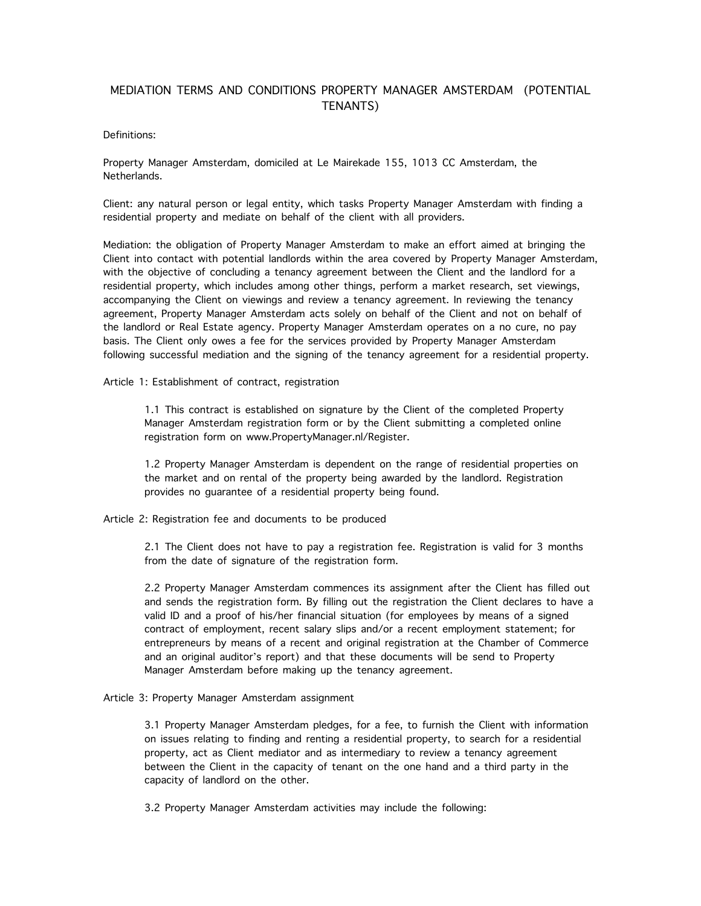# MEDIATION TERMS AND CONDITIONS PROPERTY MANAGER AMSTERDAM (POTENTIAL TENANTS)

Definitions:

Property Manager Amsterdam, domiciled at Le Mairekade 155, 1013 CC Amsterdam, the Netherlands.

Client: any natural person or legal entity, which tasks Property Manager Amsterdam with finding a residential property and mediate on behalf of the client with all providers.

Mediation: the obligation of Property Manager Amsterdam to make an effort aimed at bringing the Client into contact with potential landlords within the area covered by Property Manager Amsterdam, with the objective of concluding a tenancy agreement between the Client and the landlord for a residential property, which includes among other things, perform a market research, set viewings, accompanying the Client on viewings and review a tenancy agreement. In reviewing the tenancy agreement, Property Manager Amsterdam acts solely on behalf of the Client and not on behalf of the landlord or Real Estate agency. Property Manager Amsterdam operates on a no cure, no pay basis. The Client only owes a fee for the services provided by Property Manager Amsterdam following successful mediation and the signing of the tenancy agreement for a residential property.

## Article 1: Establishment of contract, registration

1.1 This contract is established on signature by the Client of the completed Property Manager Amsterdam registration form or by the Client submitting a completed online registration form on www.PropertyManager.nl/Register.

1.2 Property Manager Amsterdam is dependent on the range of residential properties on the market and on rental of the property being awarded by the landlord. Registration provides no guarantee of a residential property being found.

## Article 2: Registration fee and documents to be produced

2.1 The Client does not have to pay a registration fee. Registration is valid for 3 months from the date of signature of the registration form.

2.2 Property Manager Amsterdam commences its assignment after the Client has filled out and sends the registration form. By filling out the registration the Client declares to have a valid ID and a proof of his/her financial situation (for employees by means of a signed contract of employment, recent salary slips and/or a recent employment statement; for entrepreneurs by means of a recent and original registration at the Chamber of Commerce and an original auditor's report) and that these documents will be send to Property Manager Amsterdam before making up the tenancy agreement.

## Article 3: Property Manager Amsterdam assignment

3.1 Property Manager Amsterdam pledges, for a fee, to furnish the Client with information on issues relating to finding and renting a residential property, to search for a residential property, act as Client mediator and as intermediary to review a tenancy agreement between the Client in the capacity of tenant on the one hand and a third party in the capacity of landlord on the other.

3.2 Property Manager Amsterdam activities may include the following: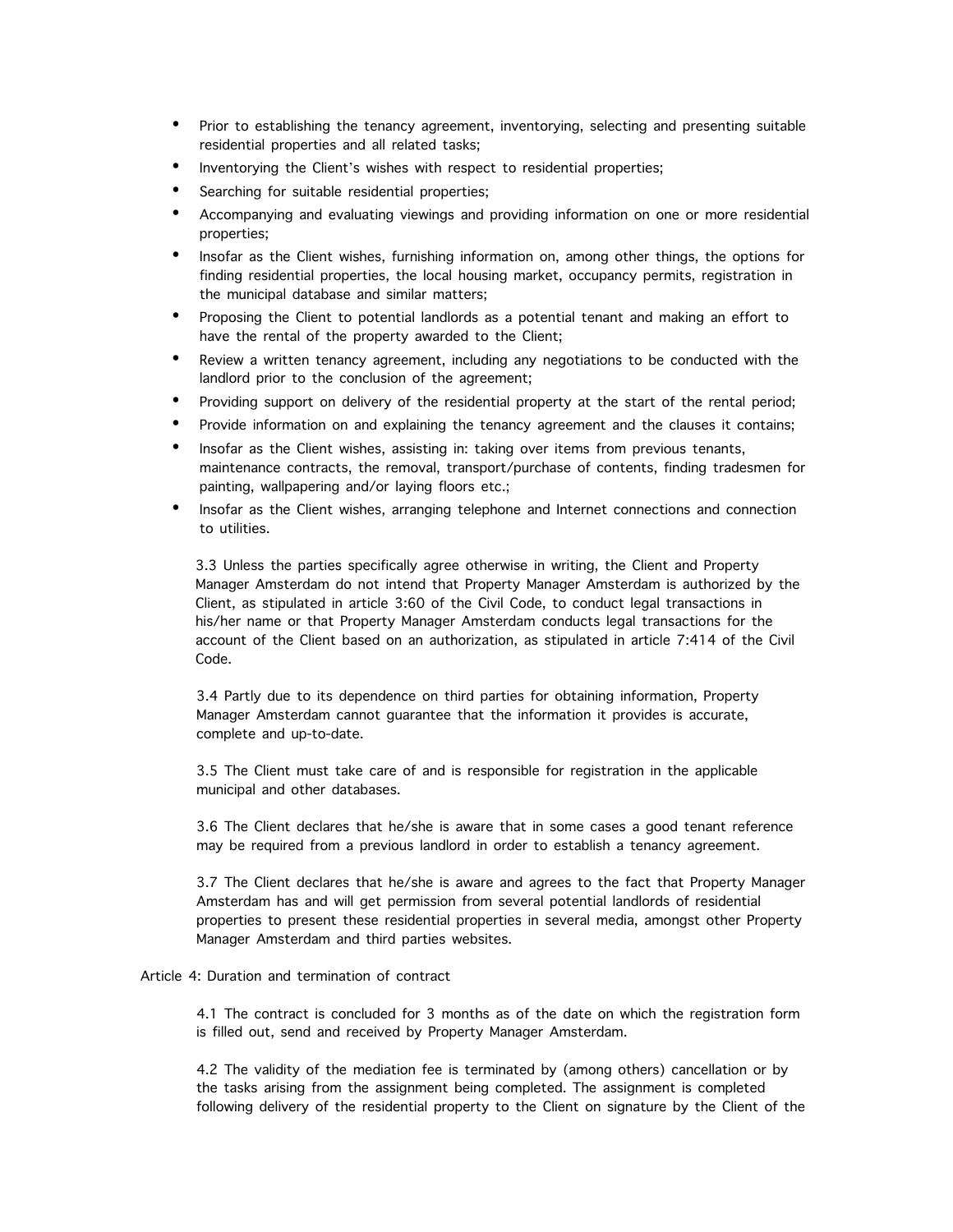- Prior to establishing the tenancy agreement, inventorying, selecting and presenting suitable residential properties and all related tasks;
- Inventorying the Client's wishes with respect to residential properties;
- Searching for suitable residential properties;
- Accompanying and evaluating viewings and providing information on one or more residential properties;
- Insofar as the Client wishes, furnishing information on, among other things, the options for finding residential properties, the local housing market, occupancy permits, registration in the municipal database and similar matters;
- Proposing the Client to potential landlords as a potential tenant and making an effort to have the rental of the property awarded to the Client;
- Review a written tenancy agreement, including any negotiations to be conducted with the landlord prior to the conclusion of the agreement;
- Providing support on delivery of the residential property at the start of the rental period;
- Provide information on and explaining the tenancy agreement and the clauses it contains;
- Insofar as the Client wishes, assisting in: taking over items from previous tenants, maintenance contracts, the removal, transport/purchase of contents, finding tradesmen for painting, wallpapering and/or laying floors etc.;
- Insofar as the Client wishes, arranging telephone and Internet connections and connection to utilities.

3.3 Unless the parties specifically agree otherwise in writing, the Client and Property Manager Amsterdam do not intend that Property Manager Amsterdam is authorized by the Client, as stipulated in article 3:60 of the Civil Code, to conduct legal transactions in his/her name or that Property Manager Amsterdam conducts legal transactions for the account of the Client based on an authorization, as stipulated in article 7:414 of the Civil Code.

3.4 Partly due to its dependence on third parties for obtaining information, Property Manager Amsterdam cannot guarantee that the information it provides is accurate, complete and up-to-date.

3.5 The Client must take care of and is responsible for registration in the applicable municipal and other databases.

3.6 The Client declares that he/she is aware that in some cases a good tenant reference may be required from a previous landlord in order to establish a tenancy agreement.

3.7 The Client declares that he/she is aware and agrees to the fact that Property Manager Amsterdam has and will get permission from several potential landlords of residential properties to present these residential properties in several media, amongst other Property Manager Amsterdam and third parties websites.

## Article 4: Duration and termination of contract

4.1 The contract is concluded for 3 months as of the date on which the registration form is filled out, send and received by Property Manager Amsterdam.

4.2 The validity of the mediation fee is terminated by (among others) cancellation or by the tasks arising from the assignment being completed. The assignment is completed following delivery of the residential property to the Client on signature by the Client of the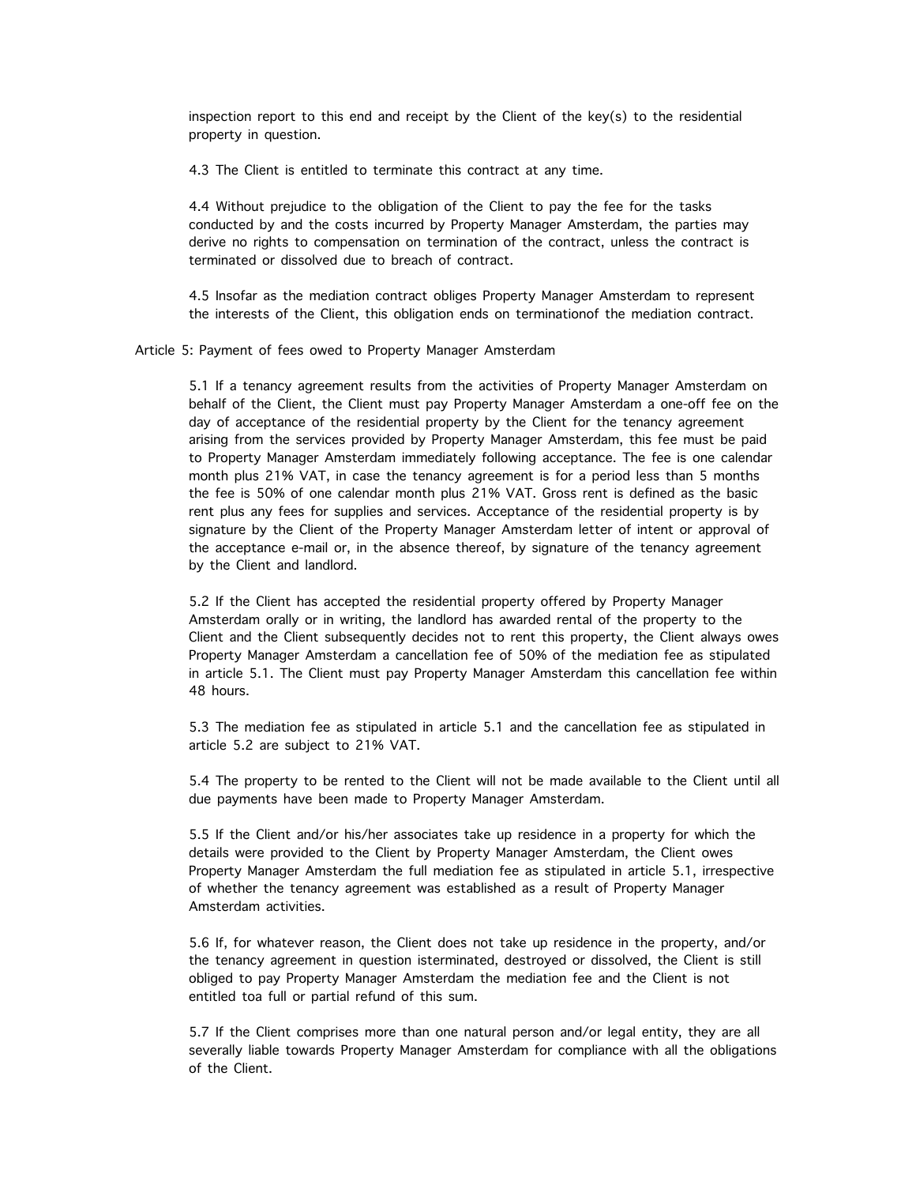inspection report to this end and receipt by the Client of the key(s) to the residential property in question.

4.3 The Client is entitled to terminate this contract at any time.

4.4 Without prejudice to the obligation of the Client to pay the fee for the tasks conducted by and the costs incurred by Property Manager Amsterdam, the parties may derive no rights to compensation on termination of the contract, unless the contract is terminated or dissolved due to breach of contract.

4.5 Insofar as the mediation contract obliges Property Manager Amsterdam to represent the interests of the Client, this obligation ends on terminationof the mediation contract.

## Article 5: Payment of fees owed to Property Manager Amsterdam

5.1 If a tenancy agreement results from the activities of Property Manager Amsterdam on behalf of the Client, the Client must pay Property Manager Amsterdam a one-off fee on the day of acceptance of the residential property by the Client for the tenancy agreement arising from the services provided by Property Manager Amsterdam, this fee must be paid to Property Manager Amsterdam immediately following acceptance. The fee is one calendar month plus 21% VAT, in case the tenancy agreement is for a period less than 5 months the fee is 50% of one calendar month plus 21% VAT. Gross rent is defined as the basic rent plus any fees for supplies and services. Acceptance of the residential property is by signature by the Client of the Property Manager Amsterdam letter of intent or approval of the acceptance e-mail or, in the absence thereof, by signature of the tenancy agreement by the Client and landlord.

5.2 If the Client has accepted the residential property offered by Property Manager Amsterdam orally or in writing, the landlord has awarded rental of the property to the Client and the Client subsequently decides not to rent this property, the Client always owes Property Manager Amsterdam a cancellation fee of 50% of the mediation fee as stipulated in article 5.1. The Client must pay Property Manager Amsterdam this cancellation fee within 48 hours.

5.3 The mediation fee as stipulated in article 5.1 and the cancellation fee as stipulated in article 5.2 are subject to 21% VAT.

5.4 The property to be rented to the Client will not be made available to the Client until all due payments have been made to Property Manager Amsterdam.

5.5 If the Client and/or his/her associates take up residence in a property for which the details were provided to the Client by Property Manager Amsterdam, the Client owes Property Manager Amsterdam the full mediation fee as stipulated in article 5.1, irrespective of whether the tenancy agreement was established as a result of Property Manager Amsterdam activities.

5.6 If, for whatever reason, the Client does not take up residence in the property, and/or the tenancy agreement in question isterminated, destroyed or dissolved, the Client is still obliged to pay Property Manager Amsterdam the mediation fee and the Client is not entitled toa full or partial refund of this sum.

5.7 If the Client comprises more than one natural person and/or legal entity, they are all severally liable towards Property Manager Amsterdam for compliance with all the obligations of the Client.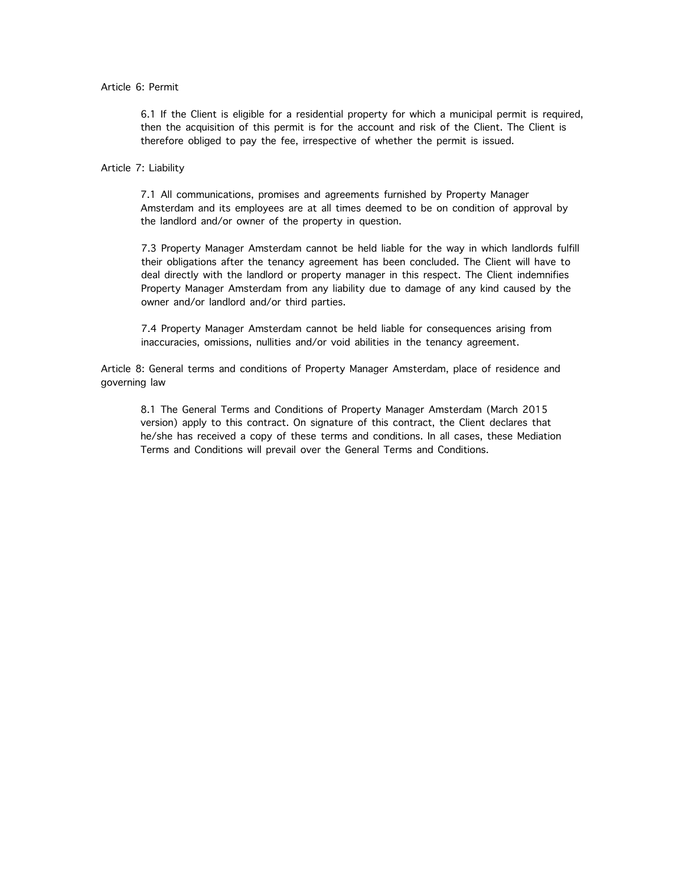## Article 6: Permit

6.1 If the Client is eligible for a residential property for which a municipal permit is required, then the acquisition of this permit is for the account and risk of the Client. The Client is therefore obliged to pay the fee, irrespective of whether the permit is issued.

## Article 7: Liability

7.1 All communications, promises and agreements furnished by Property Manager Amsterdam and its employees are at all times deemed to be on condition of approval by the landlord and/or owner of the property in question.

7.3 Property Manager Amsterdam cannot be held liable for the way in which landlords fulfill their obligations after the tenancy agreement has been concluded. The Client will have to deal directly with the landlord or property manager in this respect. The Client indemnifies Property Manager Amsterdam from any liability due to damage of any kind caused by the owner and/or landlord and/or third parties.

7.4 Property Manager Amsterdam cannot be held liable for consequences arising from inaccuracies, omissions, nullities and/or void abilities in the tenancy agreement.

## Article 8: General terms and conditions of Property Manager Amsterdam, place of residence and governing law

8.1 The General Terms and Conditions of Property Manager Amsterdam (March 2015 version) apply to this contract. On signature of this contract, the Client declares that he/she has received a copy of these terms and conditions. In all cases, these Mediation Terms and Conditions will prevail over the General Terms and Conditions.